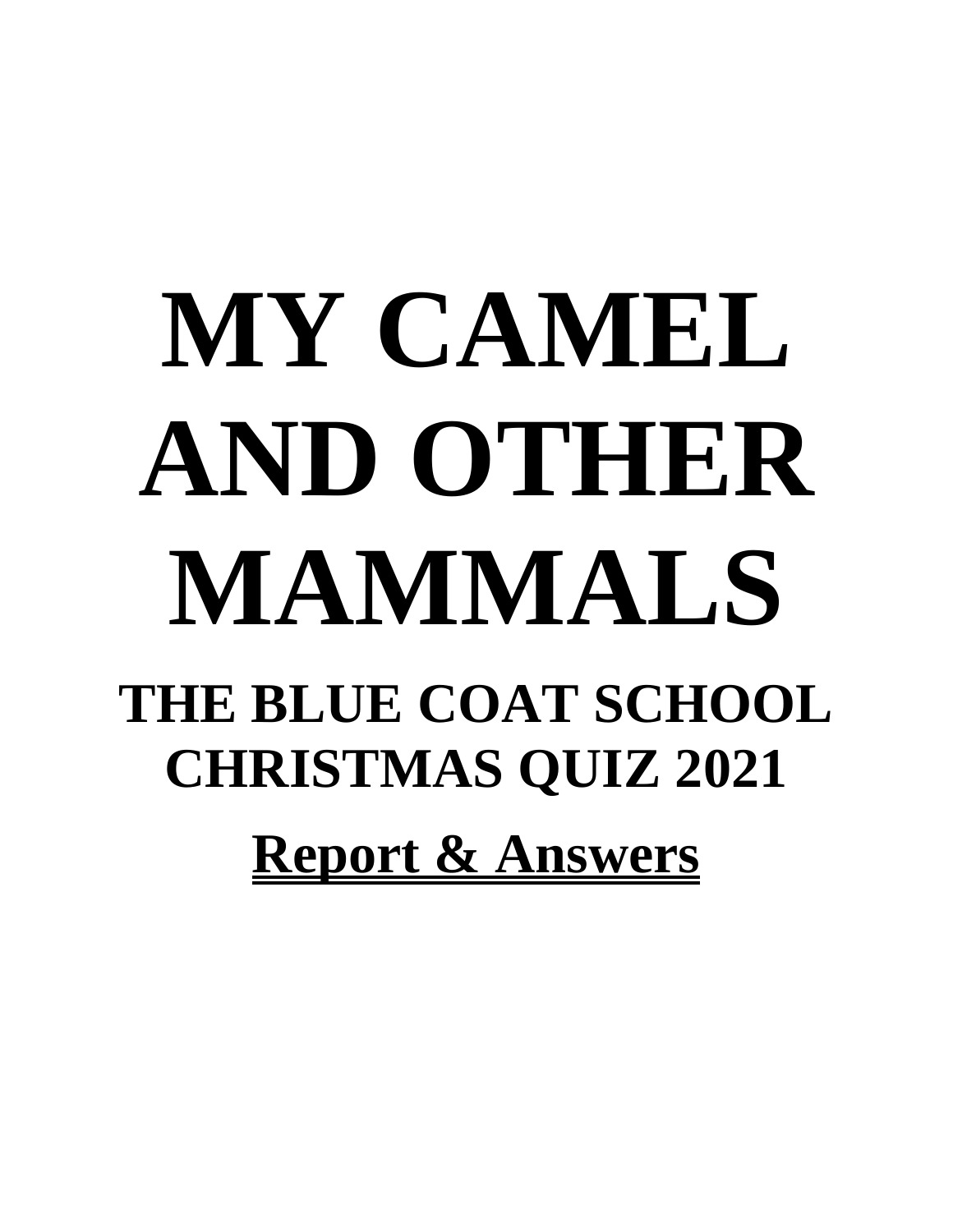# MY CAMEL AND OTHER MAMMALS

## THE BLUE COAT SCHOOL CHRISTMAS QUIZ 2021

## Report & Answers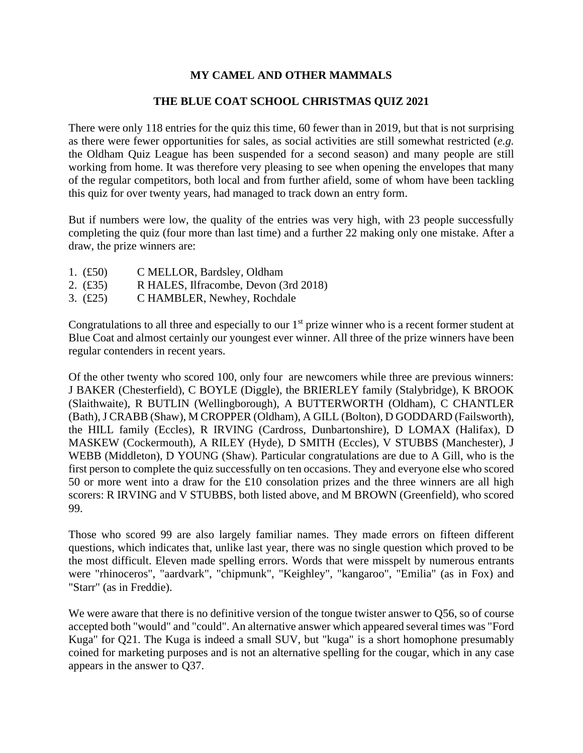**MY CAMEL AND OTHER MAMMALS**

**THE BLUE COAT SCHOOL CHRISTMAS QUIZ 2021**

There were only 118 entries for the quiz this time, 60 fewer than in 2019, but that is not surprising as there were fewer opportunities for sales, as social activities are still somewhat restricted (*e.g.* the Oldham Quiz League has been suspended for a second season) and many people are still working from home. It was therefore very pleasing to see when opening the envelopes that many of the regular competitors, both local and from further afield, some of whom have been tackling this quiz for over twenty years, had managed to track down an entry form.

But if numbers were low, the quality of the entries was very high, with 23 people successfully completing the quiz (four more than last time) and a further 22 making only one mistake. After a draw, the prize winners are:

1. (£50) C MELLOR, Bardsley, Oldham
2. (£35) R HALES, Ilfracombe, Devon (3rd 2018)
3. (£25) C HAMBLER, Newhey, Rochdale

Congratulations to all three and especially to our 1st prize winner who is a recent former student at Blue Coat and almost certainly our youngest ever winner. All three of the prize winners have been regular contenders in recent years.

Of the other twenty who scored 100, only four are newcomers while three are previous winners: J BAKER (Chesterfield), C BOYLE (Diggle), the BRIERLEY family (Stalybridge), K BROOK (Slaithwaite), R BUTLIN (Wellingborough), A BUTTERWORTH (Oldham), C CHANTLER (Bath), J CRABB (Shaw), M CROPPER (Oldham), A GILL (Bolton), D GODDARD (Failsworth), the HILL family (Eccles), R IRVING (Cardross, Dunbartonshire), D LOMAX (Halifax), D MASKEW (Cockermouth), A RILEY (Hyde), D SMITH (Eccles), V STUBBS (Manchester), J WEBB (Middleton), D YOUNG (Shaw). Particular congratulations are due to A Gill, who is the first person to complete the quiz successfully on ten occasions. They and everyone else who scored 50 or more went into a draw for the £10 consolation prizes and the three winners are all high scorers: R IRVING and V STUBBS, both listed above, and M BROWN (Greenfield), who scored 99.

Those who scored 99 are also largely familiar names. They made errors on fifteen different questions, which indicates that, unlike last year, there was no single question which proved to be the most difficult. Eleven made spelling errors. Words that were misspelt by numerous entrants were "rhinoceros", "aardvark", "chipmunk", "Keighley", "kangaroo", "Emilia" (as in Fox) and "Starr" (as in Freddie).

We were aware that there is no definitive version of the tongue twister answer to Q56, so of course accepted both "would" and "could". An alternative answer which appeared several times was "Ford Kuga" for Q21. The Kuga is indeed a small SUV, but "kuga" is a short homophone presumably coined for marketing purposes and is not an alternative spelling for the cougar, which in any case appears in the answer to Q37.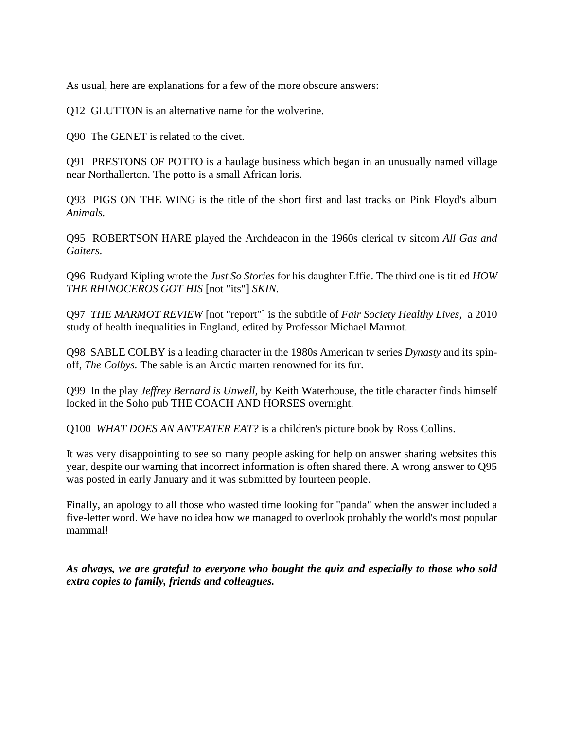As usual, here are explanations for a few of the more obscure answers:

Q12 GLUTTON is an alternative name for the wolverine.

Q90 The GENET is related to the civet.

Q91 PRESTONS OF POTTO is a haulage business which began in an unusually named village near Northallerton. The potto is a small African loris.

Q93 PIGS ON THE WING is the title of the short first and last tracks on Pink Floyd's album *Animals.*

Q95 ROBERTSON HARE played the Archdeacon in the 1960s clerical tv sitcom *All Gas and Gaiters*.

Q96 Rudyard Kipling wrote the *Just So Stories* for his daughter Effie. The third one is titled *HOW THE RHINOCEROS GOT HIS* [not "its"] *SKIN.*

Q97 *THE MARMOT REVIEW* [not "report"] is the subtitle of *Fair Society Healthy Lives,* a 2010 study of health inequalities in England, edited by Professor Michael Marmot.

Q98 SABLE COLBY is a leading character in the 1980s American tv series *Dynasty* and its spin-off, *The Colbys.* The sable is an Arctic marten renowned for its fur.

Q99 In the play *Jeffrey Bernard is Unwell,* by Keith Waterhouse, the title character finds himself locked in the Soho pub THE COACH AND HORSES overnight.

Q100 *WHAT DOES AN ANTEATER EAT?* is a children's picture book by Ross Collins.

It was very disappointing to see so many people asking for help on answer sharing websites this year, despite our warning that incorrect information is often shared there. A wrong answer to Q95 was posted in early January and it was submitted by fourteen people.

Finally, an apology to all those who wasted time looking for "panda" when the answer included a five-letter word. We have no idea how we managed to overlook probably the world's most popular mammal!

***As always, we are grateful to everyone who bought the quiz and especially to those who sold extra copies to family, friends and colleagues.***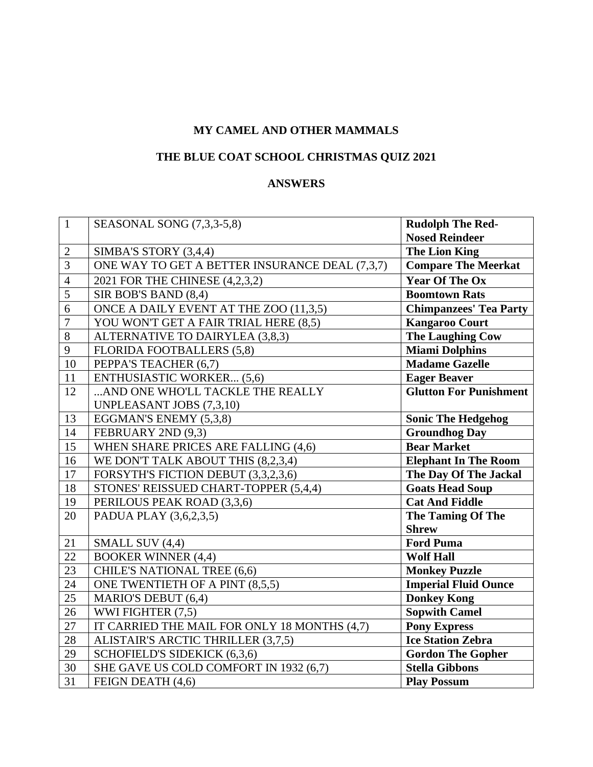**MY CAMEL AND OTHER MAMMALS**

**THE BLUE COAT SCHOOL CHRISTMAS QUIZ 2021**

**ANSWERS**

| | | |
|---|---|---|
| 1 | SEASONAL SONG (7,3,3-5,8) | **Rudolph The Red-Nosed Reindeer** |
| 2 | SIMBA'S STORY (3,4,4) | **The Lion King** |
| 3 | ONE WAY TO GET A BETTER INSURANCE DEAL (7,3,7) | **Compare The Meerkat** |
| 4 | 2021 FOR THE CHINESE (4,2,3,2) | **Year Of The Ox** |
| 5 | SIR BOB'S BAND (8,4) | **Boomtown Rats** |
| 6 | ONCE A DAILY EVENT AT THE ZOO (11,3,5) | **Chimpanzees' Tea Party** |
| 7 | YOU WON'T GET A FAIR TRIAL HERE (8,5) | **Kangaroo Court** |
| 8 | ALTERNATIVE TO DAIRYLEA (3,8,3) | **The Laughing Cow** |
| 9 | FLORIDA FOOTBALLERS (5,8) | **Miami Dolphins** |
| 10 | PEPPA'S TEACHER (6,7) | **Madame Gazelle** |
| 11 | ENTHUSIASTIC WORKER... (5,6) | **Eager Beaver** |
| 12 | ...AND ONE WHO'LL TACKLE THE REALLY UNPLEASANT JOBS (7,3,10) | **Glutton For Punishment** |
| 13 | EGGMAN'S ENEMY (5,3,8) | **Sonic The Hedgehog** |
| 14 | FEBRUARY 2ND (9,3) | **Groundhog Day** |
| 15 | WHEN SHARE PRICES ARE FALLING (4,6) | **Bear Market** |
| 16 | WE DON'T TALK ABOUT THIS (8,2,3,4) | **Elephant In The Room** |
| 17 | FORSYTH'S FICTION DEBUT (3,3,2,3,6) | **The Day Of The Jackal** |
| 18 | STONES' REISSUED CHART-TOPPER (5,4,4) | **Goats Head Soup** |
| 19 | PERILOUS PEAK ROAD (3,3,6) | **Cat And Fiddle** |
| 20 | PADUA PLAY (3,6,2,3,5) | **The Taming Of The Shrew** |
| 21 | SMALL SUV (4,4) | **Ford Puma** |
| 22 | BOOKER WINNER (4,4) | **Wolf Hall** |
| 23 | CHILE'S NATIONAL TREE (6,6) | **Monkey Puzzle** |
| 24 | ONE TWENTIETH OF A PINT (8,5,5) | **Imperial Fluid Ounce** |
| 25 | MARIO'S DEBUT (6,4) | **Donkey Kong** |
| 26 | WWI FIGHTER (7,5) | **Sopwith Camel** |
| 27 | IT CARRIED THE MAIL FOR ONLY 18 MONTHS (4,7) | **Pony Express** |
| 28 | ALISTAIR'S ARCTIC THRILLER (3,7,5) | **Ice Station Zebra** |
| 29 | SCHOFIELD'S SIDEKICK (6,3,6) | **Gordon The Gopher** |
| 30 | SHE GAVE US COLD COMFORT IN 1932 (6,7) | **Stella Gibbons** |
| 31 | FEIGN DEATH (4,6) | **Play Possum** |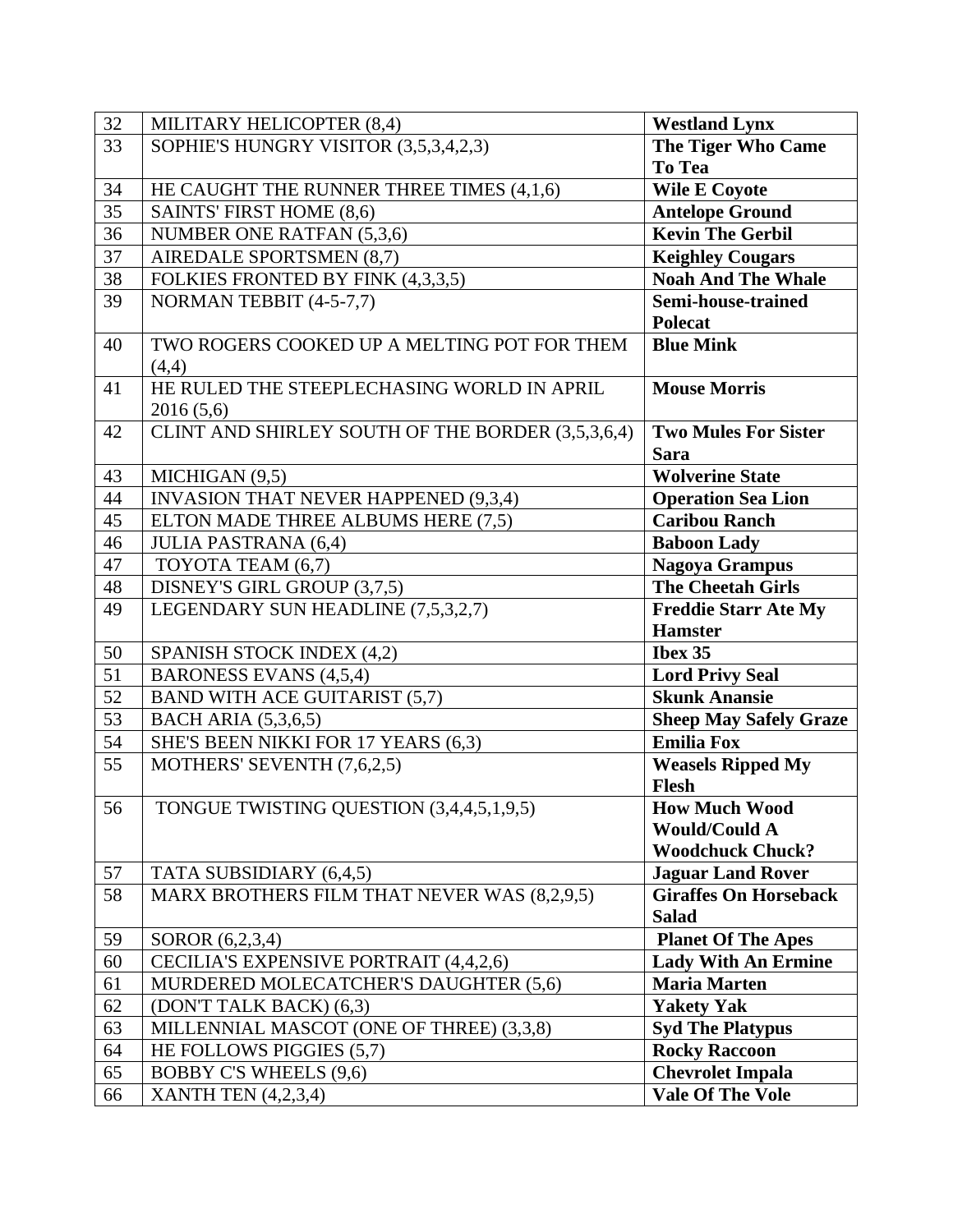| | | |
|---|---|---|
| 32 | MILITARY HELICOPTER (8,4) | **Westland Lynx** |
| 33 | SOPHIE'S HUNGRY VISITOR (3,5,3,4,2,3) | **The Tiger Who Came To Tea** |
| 34 | HE CAUGHT THE RUNNER THREE TIMES (4,1,6) | **Wile E Coyote** |
| 35 | SAINTS' FIRST HOME (8,6) | **Antelope Ground** |
| 36 | NUMBER ONE RATFAN (5,3,6) | **Kevin The Gerbil** |
| 37 | AIREDALE SPORTSMEN (8,7) | **Keighley Cougars** |
| 38 | FOLKIES FRONTED BY FINK (4,3,3,5) | **Noah And The Whale** |
| 39 | NORMAN TEBBIT (4-5-7,7) | **Semi-house-trained Polecat** |
| 40 | TWO ROGERS COOKED UP A MELTING POT FOR THEM (4,4) | **Blue Mink** |
| 41 | HE RULED THE STEEPLECHASING WORLD IN APRIL 2016 (5,6) | **Mouse Morris** |
| 42 | CLINT AND SHIRLEY SOUTH OF THE BORDER (3,5,3,6,4) | **Two Mules For Sister Sara** |
| 43 | MICHIGAN (9,5) | **Wolverine State** |
| 44 | INVASION THAT NEVER HAPPENED (9,3,4) | **Operation Sea Lion** |
| 45 | ELTON MADE THREE ALBUMS HERE (7,5) | **Caribou Ranch** |
| 46 | JULIA PASTRANA (6,4) | **Baboon Lady** |
| 47 | TOYOTA TEAM (6,7) | **Nagoya Grampus** |
| 48 | DISNEY'S GIRL GROUP (3,7,5) | **The Cheetah Girls** |
| 49 | LEGENDARY SUN HEADLINE (7,5,3,2,7) | **Freddie Starr Ate My Hamster** |
| 50 | SPANISH STOCK INDEX (4,2) | **Ibex 35** |
| 51 | BARONESS EVANS (4,5,4) | **Lord Privy Seal** |
| 52 | BAND WITH ACE GUITARIST (5,7) | **Skunk Anansie** |
| 53 | BACH ARIA (5,3,6,5) | **Sheep May Safely Graze** |
| 54 | SHE'S BEEN NIKKI FOR 17 YEARS (6,3) | **Emilia Fox** |
| 55 | MOTHERS' SEVENTH (7,6,2,5) | **Weasels Ripped My Flesh** |
| 56 | TONGUE TWISTING QUESTION (3,4,4,5,1,9,5) | **How Much Wood Would/Could A Woodchuck Chuck?** |
| 57 | TATA SUBSIDIARY (6,4,5) | **Jaguar Land Rover** |
| 58 | MARX BROTHERS FILM THAT NEVER WAS (8,2,9,5) | **Giraffes On Horseback Salad** |
| 59 | SOROR (6,2,3,4) | **Planet Of The Apes** |
| 60 | CECILIA'S EXPENSIVE PORTRAIT (4,4,2,6) | **Lady With An Ermine** |
| 61 | MURDERED MOLECATCHER'S DAUGHTER (5,6) | **Maria Marten** |
| 62 | (DON'T TALK BACK) (6,3) | **Yakety Yak** |
| 63 | MILLENNIAL MASCOT (ONE OF THREE) (3,3,8) | **Syd The Platypus** |
| 64 | HE FOLLOWS PIGGIES (5,7) | **Rocky Raccoon** |
| 65 | BOBBY C'S WHEELS (9,6) | **Chevrolet Impala** |
| 66 | XANTH TEN (4,2,3,4) | **Vale Of The Vole** |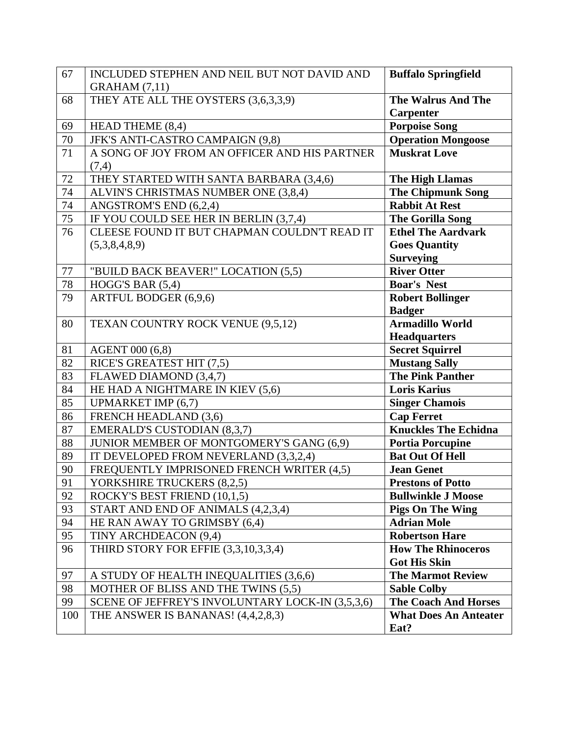| | | |
|---|---|---|
| 67 | INCLUDED STEPHEN AND NEIL BUT NOT DAVID AND GRAHAM (7,11) | **Buffalo Springfield** |
| 68 | THEY ATE ALL THE OYSTERS (3,6,3,3,9) | **The Walrus And The Carpenter** |
| 69 | HEAD THEME (8,4) | **Porpoise Song** |
| 70 | JFK'S ANTI-CASTRO CAMPAIGN (9,8) | **Operation Mongoose** |
| 71 | A SONG OF JOY FROM AN OFFICER AND HIS PARTNER (7,4) | **Muskrat Love** |
| 72 | THEY STARTED WITH SANTA BARBARA (3,4,6) | **The High Llamas** |
| 74 | ALVIN'S CHRISTMAS NUMBER ONE (3,8,4) | **The Chipmunk Song** |
| 74 | ANGSTROM'S END (6,2,4) | **Rabbit At Rest** |
| 75 | IF YOU COULD SEE HER IN BERLIN (3,7,4) | **The Gorilla Song** |
| 76 | CLEESE FOUND IT BUT CHAPMAN COULDN'T READ IT (5,3,8,4,8,9) | **Ethel The Aardvark Goes Quantity Surveying** |
| 77 | "BUILD BACK BEAVER!" LOCATION (5,5) | **River Otter** |
| 78 | HOGG'S BAR (5,4) | **Boar's Nest** |
| 79 | ARTFUL BODGER (6,9,6) | **Robert Bollinger Badger** |
| 80 | TEXAN COUNTRY ROCK VENUE (9,5,12) | **Armadillo World Headquarters** |
| 81 | AGENT 000 (6,8) | **Secret Squirrel** |
| 82 | RICE'S GREATEST HIT (7,5) | **Mustang Sally** |
| 83 | FLAWED DIAMOND (3,4,7) | **The Pink Panther** |
| 84 | HE HAD A NIGHTMARE IN KIEV (5,6) | **Loris Karius** |
| 85 | UPMARKET IMP (6,7) | **Singer Chamois** |
| 86 | FRENCH HEADLAND (3,6) | **Cap Ferret** |
| 87 | EMERALD'S CUSTODIAN (8,3,7) | **Knuckles The Echidna** |
| 88 | JUNIOR MEMBER OF MONTGOMERY'S GANG (6,9) | **Portia Porcupine** |
| 89 | IT DEVELOPED FROM NEVERLAND (3,3,2,4) | **Bat Out Of Hell** |
| 90 | FREQUENTLY IMPRISONED FRENCH WRITER (4,5) | **Jean Genet** |
| 91 | YORKSHIRE TRUCKERS (8,2,5) | **Prestons of Potto** |
| 92 | ROCKY'S BEST FRIEND (10,1,5) | **Bullwinkle J Moose** |
| 93 | START AND END OF ANIMALS (4,2,3,4) | **Pigs On The Wing** |
| 94 | HE RAN AWAY TO GRIMSBY (6,4) | **Adrian Mole** |
| 95 | TINY ARCHDEACON (9,4) | **Robertson Hare** |
| 96 | THIRD STORY FOR EFFIE (3,3,10,3,3,4) | **How The Rhinoceros Got His Skin** |
| 97 | A STUDY OF HEALTH INEQUALITIES (3,6,6) | **The Marmot Review** |
| 98 | MOTHER OF BLISS AND THE TWINS (5,5) | **Sable Colby** |
| 99 | SCENE OF JEFFREY'S INVOLUNTARY LOCK-IN (3,5,3,6) | **The Coach And Horses** |
| 100 | THE ANSWER IS BANANAS! (4,4,2,8,3) | **What Does An Anteater Eat?** |